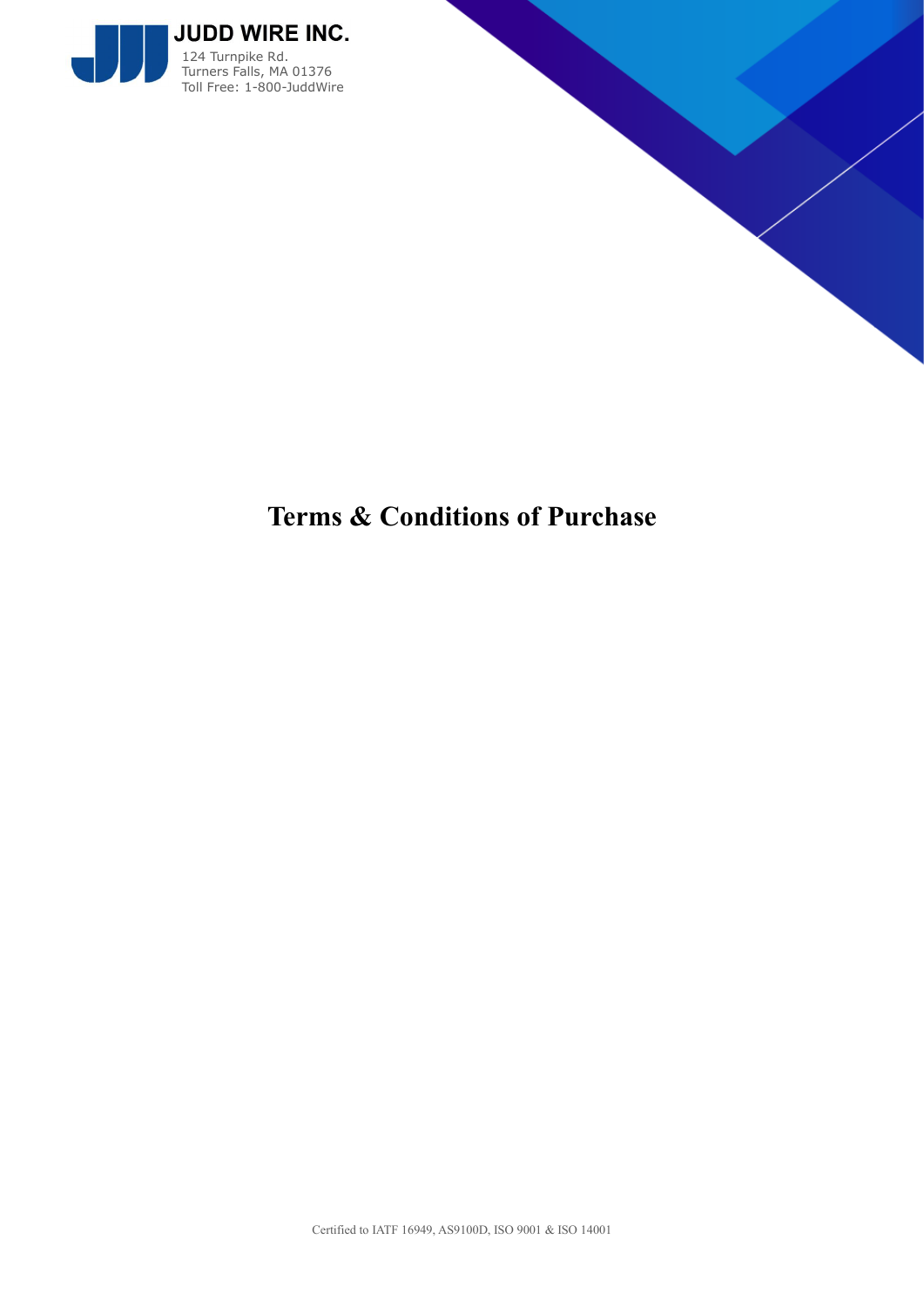**JUDD WIRE INC.**
124 Turnpike Rd.
Turners Falls, MA 01376
Toll Free: 1-800-JuddWire

# Terms & Conditions of Purchase

Certified to IATF 16949, AS9100D, ISO 9001 & ISO 14001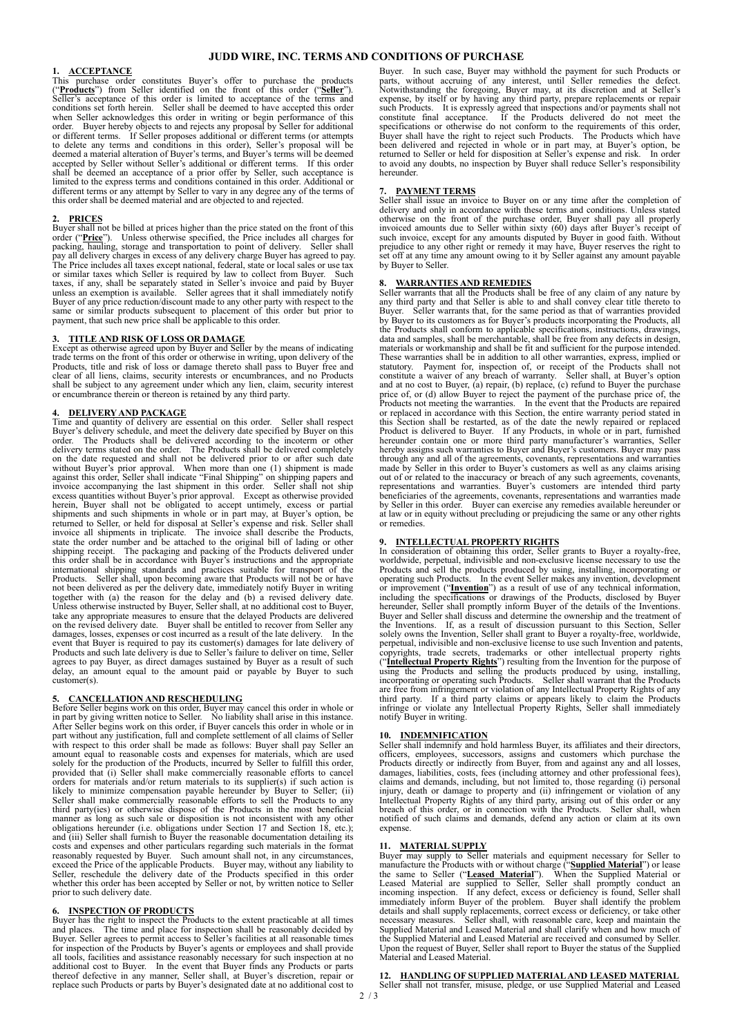# JUDD WIRE, INC. TERMS AND CONDITIONS OF PURCHASE

## 1. ACCEPTANCE

This purchase order constitutes Buyer's offer to purchase the products ("**Products**") from Seller identified on the front of this order ("**Seller**"). Seller's acceptance of this order is limited to acceptance of the terms and conditions set forth herein. Seller shall be deemed to have accepted this order when Seller acknowledges this order in writing or begin performance of this order. Buyer hereby objects to and rejects any proposal by Seller for additional or different terms. If Seller proposes additional or different terms (or attempts to delete any terms and conditions in this order), Seller's proposal will be deemed a material alteration of Buyer's terms, and Buyer's terms will be deemed accepted by Seller without Seller's additional or different terms. If this order shall be deemed an acceptance of a prior offer by Seller, such acceptance is limited to the express terms and conditions contained in this order. Additional or different terms or any attempt by Seller to vary in any degree any of the terms of this order shall be deemed material and are objected to and rejected.

## 2. PRICES

Buyer shall not be billed at prices higher than the price stated on the front of this order ("**Price**"). Unless otherwise specified, the Price includes all charges for packing, hauling, storage and transportation to point of delivery. Seller shall pay all delivery charges in excess of any delivery charge Buyer has agreed to pay. The Price includes all taxes except national, federal, state or local sales or use tax or similar taxes which Seller is required by law to collect from Buyer. Such taxes, if any, shall be separately stated in Seller's invoice and paid by Buyer unless an exemption is available. Seller agrees that it shall immediately notify Buyer of any price reduction/discount made to any other party with respect to the same or similar products subsequent to placement of this order but prior to payment, that such new price shall be applicable to this order.

## 3. TITLE AND RISK OF LOSS OR DAMAGE

Except as otherwise agreed upon by Buyer and Seller by the means of indicating trade terms on the front of this order or otherwise in writing, upon delivery of the Products, title and risk of loss or damage thereto shall pass to Buyer free and clear of all liens, claims, security interests or encumbrances, and no Products shall be subject to any agreement under which any lien, claim, security interest or encumbrance therein or thereon is retained by any third party.

## 4. DELIVERY AND PACKAGE

Time and quantity of delivery are essential on this order. Seller shall respect Buyer's delivery schedule, and meet the delivery date specified by Buyer on this order. The Products shall be delivered according to the incoterm or other delivery terms stated on the order. The Products shall be delivered completely on the date requested and shall not be delivered prior to or after such date without Buyer's prior approval. When more than one (1) shipment is made against this order, Seller shall indicate "Final Shipping" on shipping papers and invoice accompanying the last shipment in this order. Seller shall not ship excess quantities without Buyer's prior approval. Except as otherwise provided herein, Buyer shall not be obligated to accept untimely, excess or partial shipments and such shipments in whole or in part may, at Buyer's option, be returned to Seller, or held for disposal at Seller's expense and risk. Seller shall invoice all shipments in triplicate. The invoice shall describe the Products, state the order number and be attached to the original bill of lading or other shipping receipt. The packaging and packing of the Products delivered under this order shall be in accordance with Buyer's instructions and the appropriate international shipping standards and practices suitable for transport of the Products. Seller shall, upon becoming aware that Products will not be or have not been delivered as per the delivery date, immediately notify Buyer in writing together with (a) the reason for the delay and (b) a revised delivery date. Unless otherwise instructed by Buyer, Seller shall, at no additional cost to Buyer, take any appropriate measures to ensure that the delayed Products are delivered on the revised delivery date. Buyer shall be entitled to recover from Seller any damages, losses, expenses or cost incurred as a result of the late delivery. In the event that Buyer is required to pay its customer(s) damages for late delivery of Products and such late delivery is due to Seller's failure to deliver on time, Seller agrees to pay Buyer, as direct damages sustained by Buyer as a result of such delay, an amount equal to the amount paid or payable by Buyer to such customer(s).

## 5. CANCELLATION AND RESCHEDULING

Before Seller begins work on this order, Buyer may cancel this order in whole or in part by giving written notice to Seller. No liability shall arise in this instance. After Seller begins work on this order, if Buyer cancels this order in whole or in part without any justification, full and complete settlement of all claims of Seller with respect to this order shall be made as follows: Buyer shall pay Seller an amount equal to reasonable costs and expenses for materials, which are used solely for the production of the Products, incurred by Seller to fulfill this order, provided that (i) Seller shall make commercially reasonable efforts to cancel orders for materials and/or return materials to its supplier(s) if such action is likely to minimize compensation payable hereunder by Buyer to Seller; (ii) Seller shall make commercially reasonable efforts to sell the Products to any third party(ies) or otherwise dispose of the Products in the most beneficial manner as long as such sale or disposition is not inconsistent with any other obligations hereunder (i.e. obligations under Section 17 and Section 18, etc.); and (iii) Seller shall furnish to Buyer the reasonable documentation detailing its costs and expenses and other particulars regarding such materials in the format reasonably requested by Buyer. Such amount shall not, in any circumstances, exceed the Price of the applicable Products. Buyer may, without any liability to Seller, reschedule the delivery date of the Products specified in this order whether this order has been accepted by Seller or not, by written notice to Seller prior to such delivery date.

## 6. INSPECTION OF PRODUCTS

Buyer has the right to inspect the Products to the extent practicable at all times and places. The time and place for inspection shall be reasonably decided by Buyer. Seller agrees to permit access to Seller's facilities at all reasonable times for inspection of the Products by Buyer's agents or employees and shall provide all tools, facilities and assistance reasonably necessary for such inspection at no additional cost to Buyer. In the event that Buyer finds any Products or parts thereof defective in any manner, Seller shall, at Buyer's discretion, repair or replace such Products or parts by Buyer's designated date at no additional cost to Buyer. In such case, Buyer may withhold the payment for such Products or parts, without accruing of any interest, until Seller remedies the defect. Notwithstanding the foregoing, Buyer may, at its discretion and at Seller's expense, by itself or by having any third party, prepare replacements or repair such Products. It is expressly agreed that inspections and/or payments shall not constitute final acceptance. If the Products delivered do not meet the specifications or otherwise do not conform to the requirements of this order, Buyer shall have the right to reject such Products. The Products which have been delivered and rejected in whole or in part may, at Buyer's option, be returned to Seller or held for disposition at Seller's expense and risk. In order to avoid any doubts, no inspection by Buyer shall reduce Seller's responsibility hereunder.

## 7. PAYMENT TERMS

Seller shall issue an invoice to Buyer on or any time after the completion of delivery and only in accordance with these terms and conditions. Unless stated otherwise on the front of the purchase order, Buyer shall pay all properly invoiced amounts due to Seller within sixty (60) days after Buyer's receipt of such invoice, except for any amounts disputed by Buyer in good faith. Without prejudice to any other right or remedy it may have, Buyer reserves the right to set off at any time any amount owing to it by Seller against any amount payable by Buyer to Seller.

## 8. WARRANTIES AND REMEDIES

Seller warrants that all the Products shall be free of any claim of any nature by any third party and that Seller is able to and shall convey clear title thereto to Buyer. Seller warrants that, for the same period as that of warranties provided by Buyer to its customers as for Buyer's products incorporating the Products, all the Products shall conform to applicable specifications, instructions, drawings, data and samples, shall be merchantable, shall be free from any defects in design, materials or workmanship and shall be fit and sufficient for the purpose intended. These warranties shall be in addition to all other warranties, express, implied or statutory. Payment for, inspection of, or receipt of the Products shall not constitute a waiver of any breach of warranty. Seller shall, at Buyer's option and at no cost to Buyer, (a) repair, (b) replace, (c) refund to Buyer the purchase price of, or (d) allow Buyer to reject the payment of the purchase price of, the Products not meeting the warranties. In the event that the Products are repaired or replaced in accordance with this Section, the entire warranty period stated in this Section shall be restarted, as of the date the newly repaired or replaced Product is delivered to Buyer. If any Products, in whole or in part, furnished hereunder contain one or more third party manufacturer's warranties, Seller hereby assigns such warranties to Buyer and Buyer's customers. Buyer may pass through any and all of the agreements, covenants, representations and warranties made by Seller in this order to Buyer's customers as well as any claims arising out of or related to the inaccuracy or breach of any such agreements, covenants, representations and warranties. Buyer's customers are intended third party beneficiaries of the agreements, covenants, representations and warranties made by Seller in this order. Buyer can exercise any remedies available hereunder or at law or in equity without precluding or prejudicing the same or any other rights or remedies.

## 9. INTELLECTUAL PROPERTY RIGHTS

In consideration of obtaining this order, Seller grants to Buyer a royalty-free, worldwide, perpetual, indivisible and non-exclusive license necessary to use the Products and sell the products produced by using, installing, incorporating or operating such Products. In the event Seller makes any invention, development or improvement ("**Invention**") as a result of use of any technical information, including the specifications or drawings of the Products, disclosed by Buyer hereunder, Seller shall promptly inform Buyer of the details of the Inventions. Buyer and Seller shall discuss and determine the ownership and the treatment of the Inventions. If, as a result of discussion pursuant to this Section, Seller solely owns the Invention, Seller shall grant to Buyer a royalty-free, worldwide, perpetual, indivisible and non-exclusive license to use such Invention and patents, copyrights, trade secrets, trademarks or other intellectual property rights ("**Intellectual Property Rights**") resulting from the Invention for the purpose of using the Products and selling the products produced by using, installing, incorporating or operating such Products. Seller shall warrant that the Products are free from infringement or violation of any Intellectual Property Rights of any third party. If a third party claims or appears likely to claim the Products infringe or violate any Intellectual Property Rights, Seller shall immediately notify Buyer in writing.

## 10. INDEMNIFICATION

Seller shall indemnify and hold harmless Buyer, its affiliates and their directors, officers, employees, successors, assigns and customers which purchase the Products directly or indirectly from Buyer, from and against any and all losses, damages, liabilities, costs, fees (including attorney and other professional fees), claims and demands, including, but not limited to, those regarding (i) personal injury, death or damage to property and (ii) infringement or violation of any Intellectual Property Rights of any third party, arising out of this order or any breach of this order, or in connection with the Products. Seller shall, when notified of such claims and demands, defend any action or claim at its own expense.

## 11. MATERIAL SUPPLY

Buyer may supply to Seller materials and equipment necessary for Seller to manufacture the Products with or without charge ("**Supplied Material**") or lease the same to Seller ("**Leased Material**"). When the Supplied Material or Leased Material are supplied to Seller, Seller shall promptly conduct an incoming inspection. If any defect, excess or deficiency is found, Seller shall immediately inform Buyer of the problem. Buyer shall identify the problem details and shall supply replacements, correct excess or deficiency, or take other necessary measures. Seller shall, with reasonable care, keep and maintain the Supplied Material and Leased Material and shall clarify when and how much of the Supplied Material and Leased Material are received and consumed by Seller. Upon the request of Buyer, Seller shall report to Buyer the status of the Supplied Material and Leased Material.

## 12. HANDLING OF SUPPLIED MATERIAL AND LEASED MATERIAL

Seller shall not transfer, misuse, pledge, or use Supplied Material and Leased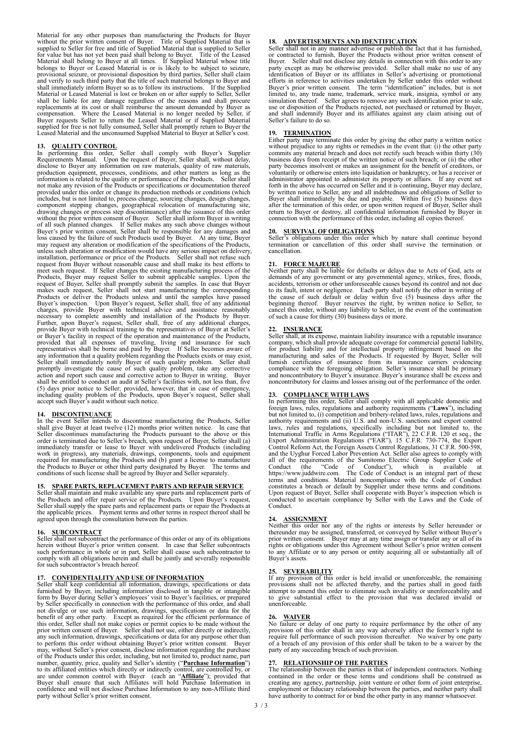Material for any other purposes than manufacturing the Products for Buyer without the prior written consent of Buyer. Title of Supplied Material that is supplied to Seller for free and title of Supplied Material that is supplied to Seller for value but has not yet been paid shall belong to Buyer. Title of the Leased Material shall belong to Buyer at all times. If Supplied Material whose title belongs to Buyer or Leased Material is or is likely to be subject to seizure, provisional seizure, or provisional disposition by third parties, Seller shall claim and verify to such third party that the title of such material belongs to Buyer and shall immediately inform Buyer so as to follow its instructions. If the Supplied Material or Leased Material is lost or broken on or after supply to Seller, Seller shall be liable for any damage regardless of the reasons and shall procure replacements at its cost or shall reimburse the amount demanded by Buyer as compensation. Where the Leased Material is no longer needed by Seller, if Buyer requests Seller to return the Leased Material or if Supplied Material supplied for free is not fully consumed, Seller shall promptly return to Buyer the Leased Material and the unconsumed Supplied Material to Buyer at Seller's cost.

## 13. QUALITY CONTROL

In performing this order, Seller shall comply with Buyer's Supplier Requirements Manual. Upon the request of Buyer, Seller shall, without delay, disclose to Buyer any information on raw materials, quality of raw materials, production equipment, processes, conditions, and other matters as long as the information is related to the quality or performance of the Products. Seller shall not make any revision of the Products or specifications or documentation thereof provided under this order or change its production methods or conditions (which includes, but is not limited to, process change, sourcing changes, design changes, component stepping changes, geographical relocation of manufacturing site, drawing changes or process step discontinuance) after the issuance of this order without the prior written consent of Buyer. Seller shall inform Buyer in writing of all such planned changes. If Seller makes any such above changes without Buyer's prior written consent, Seller shall be responsible for any damages and loss caused by the failure of such Products used by Buyer. At any time, Buyer may request any alteration or modification of the specifications of the Products, unless such alteration or modification would have any serious impact on delivery, installation, performance or price of the Products. Seller shall not refuse such request from Buyer without reasonable cause and shall make its best efforts to meet such request. If Seller changes the existing manufacturing process of the Products, Buyer may request Seller to submit applicable samples. Upon the request of Buyer, Seller shall promptly submit the samples. In case that Buyer makes such request, Seller shall not start manufacturing the corresponding Products or deliver the Products unless and until the samples have passed Buyer's inspection. Upon Buyer's request, Seller shall, free of any additional charges, provide Buyer with technical advice and assistance reasonably necessary to complete assembly and installation of the Products by Buyer. Further, upon Buyer's request, Seller shall, free of any additional charges, provide Buyer with technical training to the representatives of Buyer at Seller's or Buyer's facility in respect of the operation and maintenance of the Products, provided that all expenses of traveling, living and insurance for such representatives shall be borne and paid by Buyer. If Seller becomes aware of any information that a quality problem regarding the Products exists or may exist, Seller shall immediately notify Buyer of such quality problem. Seller shall promptly investigate the cause of such quality problem, take any corrective action and report such cause and corrective action to Buyer in writing. Buyer shall be entitled to conduct an audit at Seller's facilities with, not less than, five (5) days prior notice to Seller; provided, however, that in case of emergency, including quality problem of the Products, upon Buyer's request, Seller shall accept such Buyer's audit without such notice.

## 14. DISCONTINUANCE

In the event Seller intends to discontinue manufacturing the Products, Seller shall give Buyer at least twelve (12) months prior written notice. In case that Seller discontinues manufacturing the Products pursuant to the above or this order is terminated due to Seller's breach, upon request of Buyer, Seller shall (a) immediately transfer or lease to Buyer with undelivered Products (including work in progress), any materials, drawings, components, tools and equipment required for manufacturing the Products and (b) grant a license to manufacture the Products to Buyer or other third party designated by Buyer. The terms and conditions of such license shall be agreed by Buyer and Seller separately.

## 15. SPARE PARTS, REPLACEMENT PARTS AND REPAIR SERVICE

Seller shall maintain and make available any spare parts and replacement parts of the Products and offer repair service of the Products. Upon Buyer's request, Seller shall supply the spare parts and replacement parts or repair the Products at the applicable prices. Payment terms and other terms in respect thereof shall be agreed upon through the consultation between the parties.

## 16. SUBCONTRACT

Seller shall not subcontract the performance of this order or any of its obligations herein without Buyer's prior written consent. In case that Seller subcontracts such performance in whole or in part, Seller shall cause such subcontractor to comply with all obligations herein and shall be jointly and severally responsible for such subcontractor's breach hereof.

## 17. CONFIDENTIALITY AND USE OF INFORMATION

Seller shall keep confidential all information, drawings, specifications or data furnished by Buyer, including information disclosed in tangible or intangible form by Buyer during Seller's employees' visit to Buyer's facilities, or prepared by Seller specifically in connection with the performance of this order, and shall not divulge or use such information, drawings, specifications or data for the benefit of any other party. Except as required for the efficient performance of this order, Seller shall not make copies or permit copies to be made without the prior written consent of Buyer. Seller shall not use, either directly or indirectly, any such information, drawings, specifications or data for any purpose other than to perform this order without obtaining Buyer's prior written consent. Buyer may, without Seller's prior consent, disclose information regarding the purchase of the Products under this order, including, but not limited to, product name, part number, quantity, price, quality and Seller's identity ("**Purchase Information**") to its affiliated entities which directly or indirectly control, are controlled by, or are under common control with Buyer (each an "**Affiliate**"); provided that Buyer shall ensure that such Affiliates will hold Purchase Information in confidence and will not disclose Purchase Information to any non-Affiliate third party without Seller's prior written consent.

## 18. ADVERTISEMENTS AND IDENTIFICATION

Seller shall not in any manner advertise or publish the fact that it has furnished, or contracted to furnish, Buyer the Products without prior written consent of Buyer. Seller shall not disclose any details in connection with this order to any party except as may be otherwise provided. Seller shall make no use of any identification of Buyer or its affiliates in Seller's advertising or promotional efforts in reference to activities undertaken by Seller under this order without Buyer's prior written consent. The term "identification" includes, but is not limited to, any trade name, trademark, service mark, insignia, symbol or any simulation thereof. Seller agrees to remove any such identification prior to sale, use or disposition of the Products rejected, not purchased or returned by Buyer, and shall indemnify Buyer and its affiliates against any claim arising out of Seller's failure to do so.

## 19. TERMINATION

Either party may terminate this order by giving the other party a written notice without prejudice to any rights or remedies in the event that: (i) the other party commits any material breach and does not rectify such breach within thirty (30) business days from receipt of the written notice of such breach; or (ii) the other party becomes insolvent or makes an assignment for the benefit of creditors, or voluntarily or otherwise enters into liquidation or bankruptcy, or has a receiver or administrator appointed to administer its property or affairs. If any event set forth in the above has occurred on Seller and it is continuing, Buyer may declare, by written notice to Seller, any and all indebtedness and obligations of Seller to Buyer shall immediately be due and payable. Within five (5) business days after the termination of this order, or upon written request of Buyer, Seller shall return to Buyer or destroy, all confidential information furnished by Buyer in connection with the performance of this order, including all copies thereof.

## 20. SURVIVAL OF OBLIGATIONS

Seller's obligations under this order which by nature shall continue beyond termination or cancellation of this order shall survive the termination or cancellation.

## 21. FORCE MAJEURE

Neither party shall be liable for defaults or delays due to Acts of God, acts or demands of any government or any governmental agency, strikes, fires, floods, accidents, terrorism or other unforeseeable causes beyond its control and not due to its fault, intent or negligence. Each party shall notify the other in writing of the cause of such default or delay within five (5) business days after the beginning thereof. Buyer reserves the right, by written notice to Seller, to cancel this order, without any liability to Seller, in the event of the continuation of such a cause for thirty (30) business days or more.

## 22. INSURANCE

Seller shall, at its expense, maintain liability insurance with a reputable insurance company, which shall provide adequate coverage for commercial general liability, for product liability and for intellectual property infringement based on the manufacturing and sales of the Products. If requested by Buyer, Seller will furnish certificates of insurance from its insurance carriers evidencing compliance with the foregoing obligation. Seller's insurance shall be primary and noncontributory to Buyer's insurance. Buyer's insurance shall be excess and noncontributory for claims and losses arising out of the performance of the order.

## 23. COMPLIANCE WITH LAWS

In performing this order, Seller shall comply with all applicable domestic and foreign laws, rules, regulations and authority requirements ("**Laws**"), including but not limited to, (i) competition and bribery-related laws, rules, regulations and authority requirements and (ii) U.S. and non-U.S. sanctions and export control laws, rules and regulations, specifically including but not limited to, the International Traffic in Arms Regulations ("ITAR"), 22 C.F.R. 120 et seq., the Export Administration Regulations ("EAR"), 15 C.F.R. 730-774, the Export Control Reform Act, the Foreign Assets Control Regulations, 31 C.F.R. 500-598, and the Uyghur Forced Labor Prevention Act. Seller also agrees to comply with all of the requirements of the Sumitomo Electric Group Supplier Code of Conduct (the "Code of Conduct"), which is available at https://www.juddwire.com. The Code of Conduct is an integral part of these terms and conditions. Material noncompliance with the Code of Conduct constitutes a breach or default by Supplier under these terms and conditions. Upon request of Buyer, Seller shall cooperate with Buyer's inspection which is conducted to ascertain compliance by Seller with the Laws and the Code of Conduct.

## 24. ASSIGNMENT

Neither this order nor any of the rights or interests by Seller hereunder or thereunder may be assigned, transferred, or conveyed by Seller without Buyer's prior written consent. Buyer may at any time assign or transfer any or all of its rights or obligations under this Agreement without Seller's prior written consent to any Affiliate or to any person or entity acquiring all or substantially all of Buyer's assets.

## 25. SEVERABILITY

If any provision of this order is held invalid or unenforceable, the remaining provisions shall not be affected thereby, and the parties shall in good faith attempt to amend this order to eliminate such invalidity or unenforceability and to give substantial effect to the provision that was declared invalid or unenforceable.

## 26. WAIVER

No failure or delay of one party to require performance by the other of any provision of this order shall in any way adversely affect the former's right to require full performance of such provision thereafter. No waiver by one party of a breach of any provision of this order shall be taken to be a waiver by the party of any succeeding breach of such provision.

## 27. RELATIONSHIP OF THE PARTIES

The relationship between the parties is that of independent contractors. Nothing contained in the order or these terms and conditions shall be construed as creating any agency, partnership, joint venture or other form of joint enterprise, employment or fiduciary relationship between the parties, and neither party shall have authority to contract for or bind the other party in any manner whatsoever.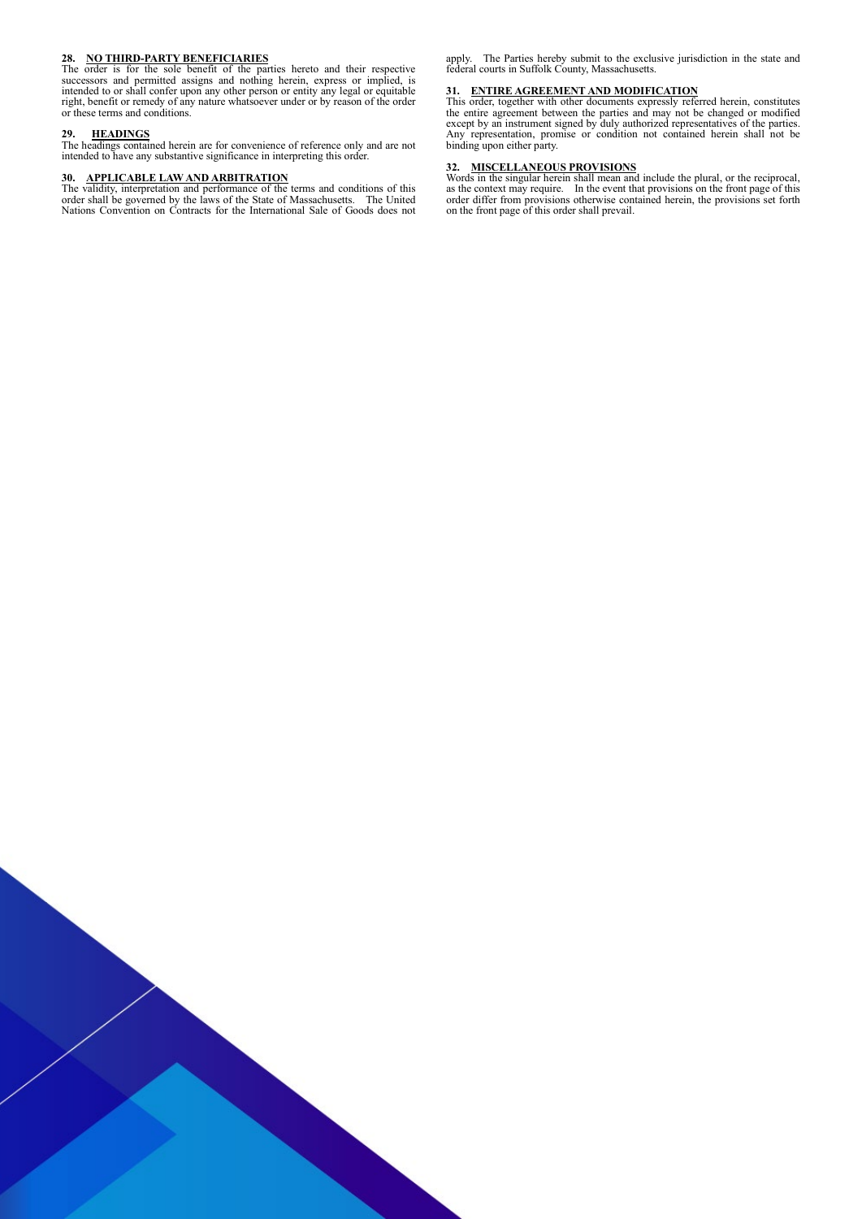### 28. NO THIRD-PARTY BENEFICIARIES

The order is for the sole benefit of the parties hereto and their respective successors and permitted assigns and nothing herein, express or implied, is intended to or shall confer upon any other person or entity any legal or equitable right, benefit or remedy of any nature whatsoever under or by reason of the order or these terms and conditions.

### 29. HEADINGS

The headings contained herein are for convenience of reference only and are not intended to have any substantive significance in interpreting this order.

### 30. APPLICABLE LAW AND ARBITRATION

The validity, interpretation and performance of the terms and conditions of this order shall be governed by the laws of the State of Massachusetts. The United Nations Convention on Contracts for the International Sale of Goods does not apply. The Parties hereby submit to the exclusive jurisdiction in the state and federal courts in Suffolk County, Massachusetts.

### 31. ENTIRE AGREEMENT AND MODIFICATION

This order, together with other documents expressly referred herein, constitutes the entire agreement between the parties and may not be changed or modified except by an instrument signed by duly authorized representatives of the parties. Any representation, promise or condition not contained herein shall not be binding upon either party.

### 32. MISCELLANEOUS PROVISIONS

Words in the singular herein shall mean and include the plural, or the reciprocal, as the context may require. In the event that provisions on the front page of this order differ from provisions otherwise contained herein, the provisions set forth on the front page of this order shall prevail.